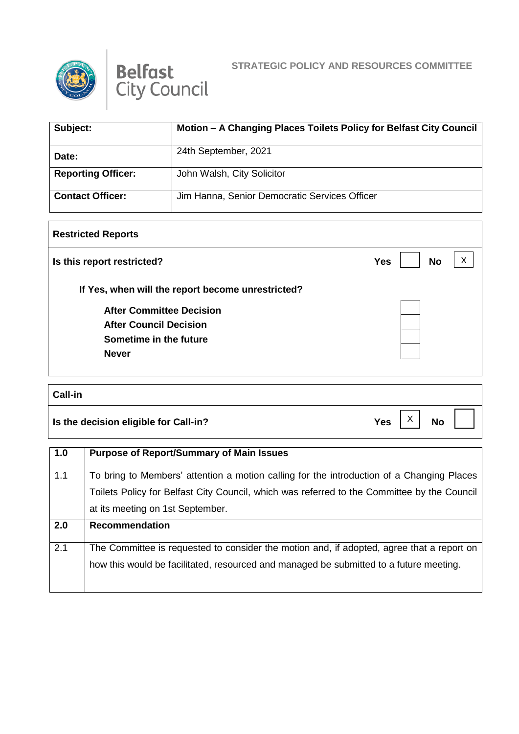Belfast City Council

STRATEGIC POLICY AND RESOURCES COMMITTEE

| | |
|---|---|
| **Subject:** | **Motion – A Changing Places Toilets Policy for Belfast City Council** |
| **Date:** | 24th September, 2021 |
| **Reporting Officer:** | John Walsh, City Solicitor |
| **Contact Officer:** | Jim Hanna, Senior Democratic Services Officer |

| **Restricted Reports** | | | | |
|---|---|---|---|---|
| **Is this report restricted?** | **Yes** | | **No** | X |
| **If Yes, when will the report become unrestricted?** | | | | |
| **After Committee Decision** | | | | |
| **After Council Decision** | | | | |
| **Sometime in the future** | | | | |
| **Never** | | | | |

| **Call-in** | | | | |
|---|---|---|---|---|
| **Is the decision eligible for Call-in?** | **Yes** | X | **No** | |

| | |
|---|---|
| **1.0** | **Purpose of Report/Summary of Main Issues** |
| 1.1 | To bring to Members' attention a motion calling for the introduction of a Changing Places Toilets Policy for Belfast City Council, which was referred to the Committee by the Council at its meeting on 1st September. |
| **2.0** | **Recommendation** |
| 2.1 | The Committee is requested to consider the motion and, if adopted, agree that a report on how this would be facilitated, resourced and managed be submitted to a future meeting. |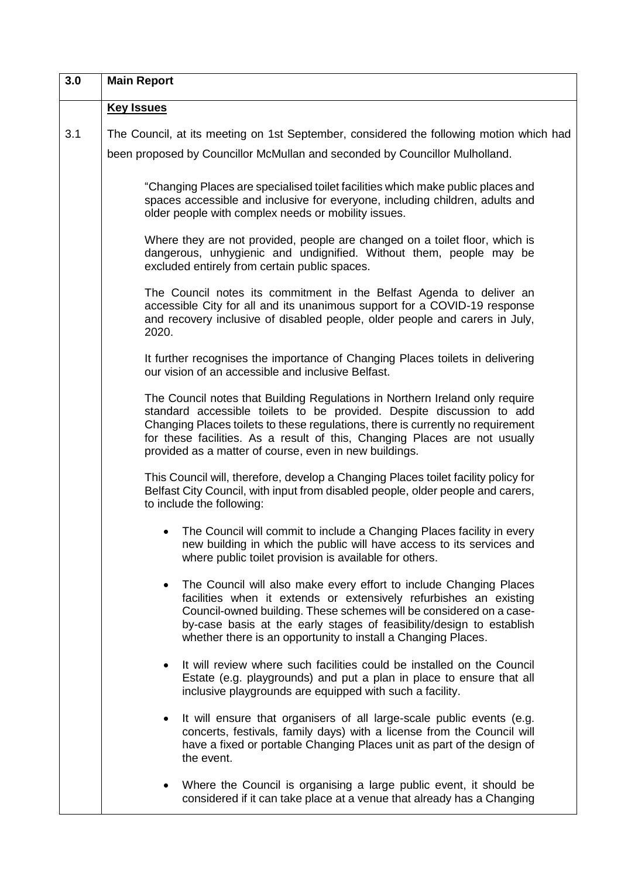| 3.0 | **Main Report** |
|---|---|

**Key Issues**

3.1 The Council, at its meeting on 1st September, considered the following motion which had been proposed by Councillor McMullan and seconded by Councillor Mulholland.

> "Changing Places are specialised toilet facilities which make public places and spaces accessible and inclusive for everyone, including children, adults and older people with complex needs or mobility issues.
>
> Where they are not provided, people are changed on a toilet floor, which is dangerous, unhygienic and undignified. Without them, people may be excluded entirely from certain public spaces.
>
> The Council notes its commitment in the Belfast Agenda to deliver an accessible City for all and its unanimous support for a COVID-19 response and recovery inclusive of disabled people, older people and carers in July, 2020.
>
> It further recognises the importance of Changing Places toilets in delivering our vision of an accessible and inclusive Belfast.
>
> The Council notes that Building Regulations in Northern Ireland only require standard accessible toilets to be provided. Despite discussion to add Changing Places toilets to these regulations, there is currently no requirement for these facilities. As a result of this, Changing Places are not usually provided as a matter of course, even in new buildings.
>
> This Council will, therefore, develop a Changing Places toilet facility policy for Belfast City Council, with input from disabled people, older people and carers, to include the following:
>
> - The Council will commit to include a Changing Places facility in every new building in which the public will have access to its services and where public toilet provision is available for others.
> - The Council will also make every effort to include Changing Places facilities when it extends or extensively refurbishes an existing Council-owned building. These schemes will be considered on a case-by-case basis at the early stages of feasibility/design to establish whether there is an opportunity to install a Changing Places.
> - It will review where such facilities could be installed on the Council Estate (e.g. playgrounds) and put a plan in place to ensure that all inclusive playgrounds are equipped with such a facility.
> - It will ensure that organisers of all large-scale public events (e.g. concerts, festivals, family days) with a license from the Council will have a fixed or portable Changing Places unit as part of the design of the event.
> - Where the Council is organising a large public event, it should be considered if it can take place at a venue that already has a Changing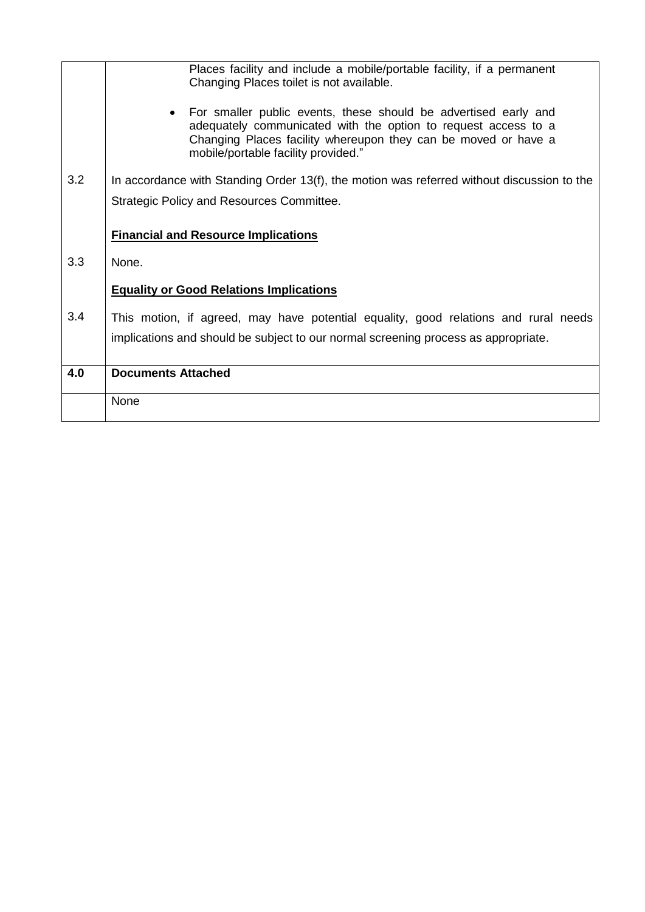|  |  |
|---|---|
|  | Places facility and include a mobile/portable facility, if a permanent Changing Places toilet is not available.<br><br>• For smaller public events, these should be advertised early and adequately communicated with the option to request access to a Changing Places facility whereupon they can be moved or have a mobile/portable facility provided." |
| 3.2 | In accordance with Standing Order 13(f), the motion was referred without discussion to the Strategic Policy and Resources Committee. |
|  | **Financial and Resource Implications** |
| 3.3 | None. |
|  | **Equality or Good Relations Implications** |
| 3.4 | This motion, if agreed, may have potential equality, good relations and rural needs implications and should be subject to our normal screening process as appropriate. |
| **4.0** | **Documents Attached** |
|  | None |